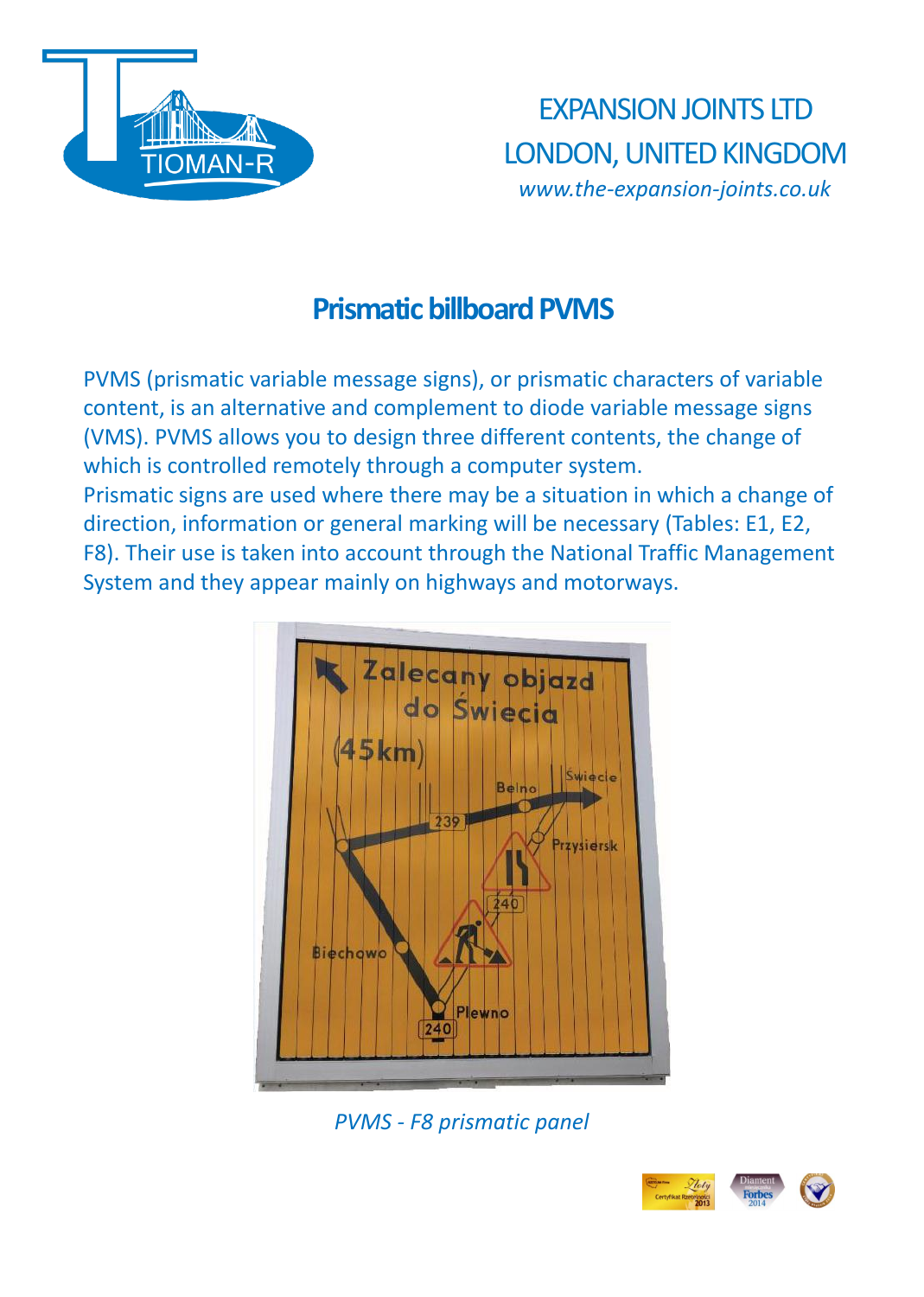EXPANSION JOINTS LTD
LONDON, UNITED KINGDOM
*www.the-expansion-joints.co.uk*

# Prismatic billboard PVMS

PVMS (prismatic variable message signs), or prismatic characters of variable content, is an alternative and complement to diode variable message signs (VMS). PVMS allows you to design three different contents, the change of which is controlled remotely through a computer system.
Prismatic signs are used where there may be a situation in which a change of direction, information or general marking will be necessary (Tables: E1, E2, F8). Their use is taken into account through the National Traffic Management System and they appear mainly on highways and motorways.

*PVMS - F8 prismatic panel*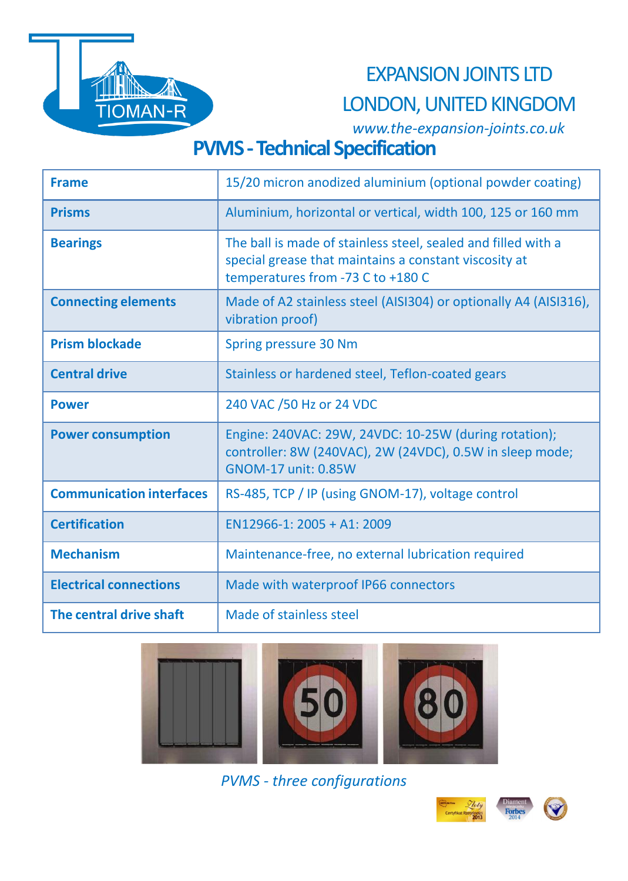EXPANSION JOINTS LTD

LONDON, UNITED KINGDOM

*www.the-expansion-joints.co.uk*

# PVMS - Technical Specification

| | |
|---|---|
| **Frame** | 15/20 micron anodized aluminium (optional powder coating) |
| **Prisms** | Aluminium, horizontal or vertical, width 100, 125 or 160 mm |
| **Bearings** | The ball is made of stainless steel, sealed and filled with a special grease that maintains a constant viscosity at temperatures from -73 C to +180 C |
| **Connecting elements** | Made of A2 stainless steel (AISI304) or optionally A4 (AISI316), vibration proof) |
| **Prism blockade** | Spring pressure 30 Nm |
| **Central drive** | Stainless or hardened steel, Teflon-coated gears |
| **Power** | 240 VAC /50 Hz or 24 VDC |
| **Power consumption** | Engine: 240VAC: 29W, 24VDC: 10-25W (during rotation); controller: 8W (240VAC), 2W (24VDC), 0.5W in sleep mode; GNOM-17 unit: 0.85W |
| **Communication interfaces** | RS-485, TCP / IP (using GNOM-17), voltage control |
| **Certification** | EN12966-1: 2005 + A1: 2009 |
| **Mechanism** | Maintenance-free, no external lubrication required |
| **Electrical connections** | Made with waterproof IP66 connectors |
| **The central drive shaft** | Made of stainless steel |

*PVMS - three configurations*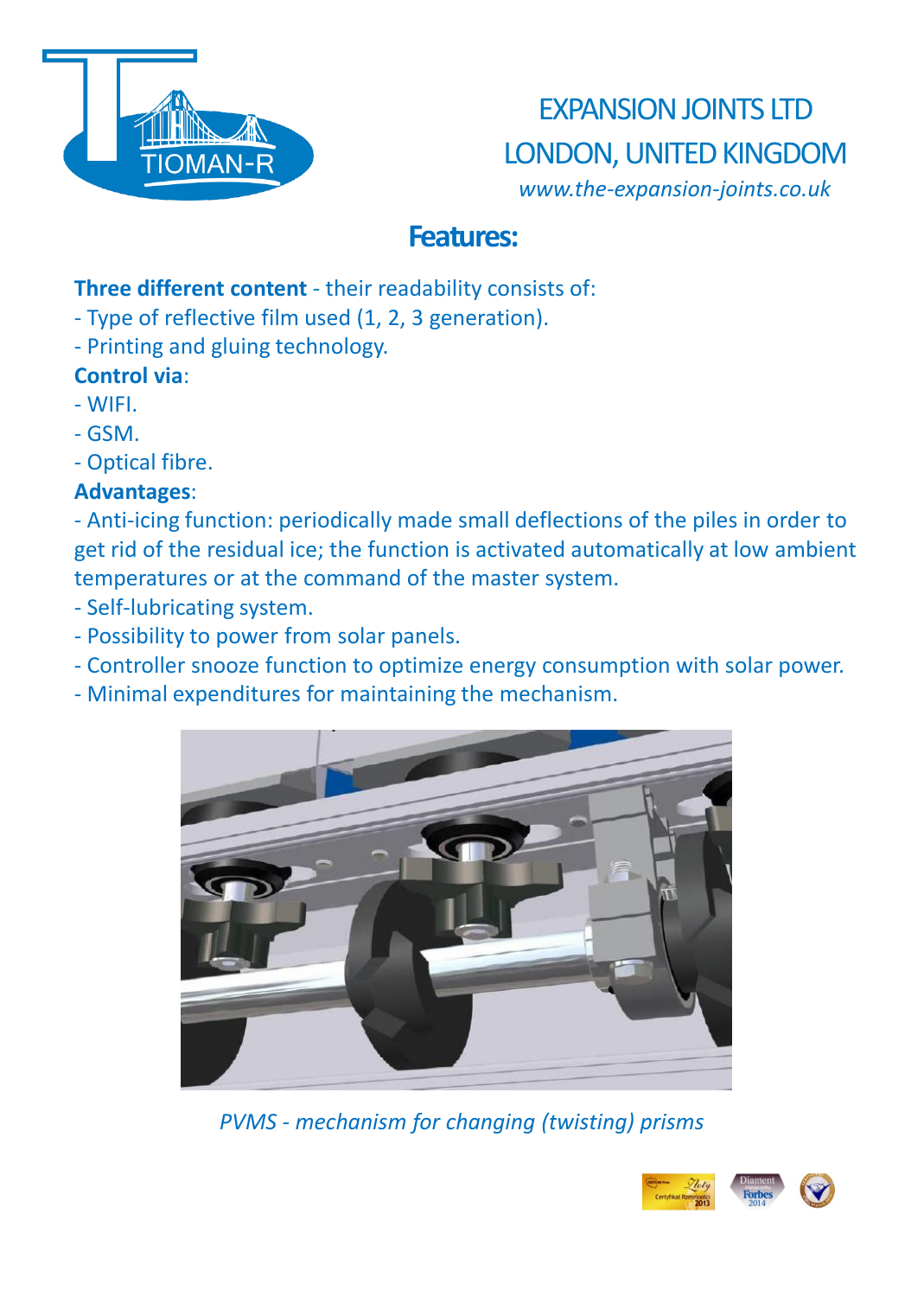TIOMAN-R

EXPANSION JOINTS LTD
LONDON, UNITED KINGDOM
*www.the-expansion-joints.co.uk*

## Features:

**Three different content** - their readability consists of:
- Type of reflective film used (1, 2, 3 generation).
- Printing and gluing technology.

**Control via**:
- WIFI.
- GSM.
- Optical fibre.

**Advantages**:
- Anti-icing function: periodically made small deflections of the piles in order to get rid of the residual ice; the function is activated automatically at low ambient temperatures or at the command of the master system.
- Self-lubricating system.
- Possibility to power from solar panels.
- Controller snooze function to optimize energy consumption with solar power.
- Minimal expenditures for maintaining the mechanism.

*PVMS - mechanism for changing (twisting) prisms*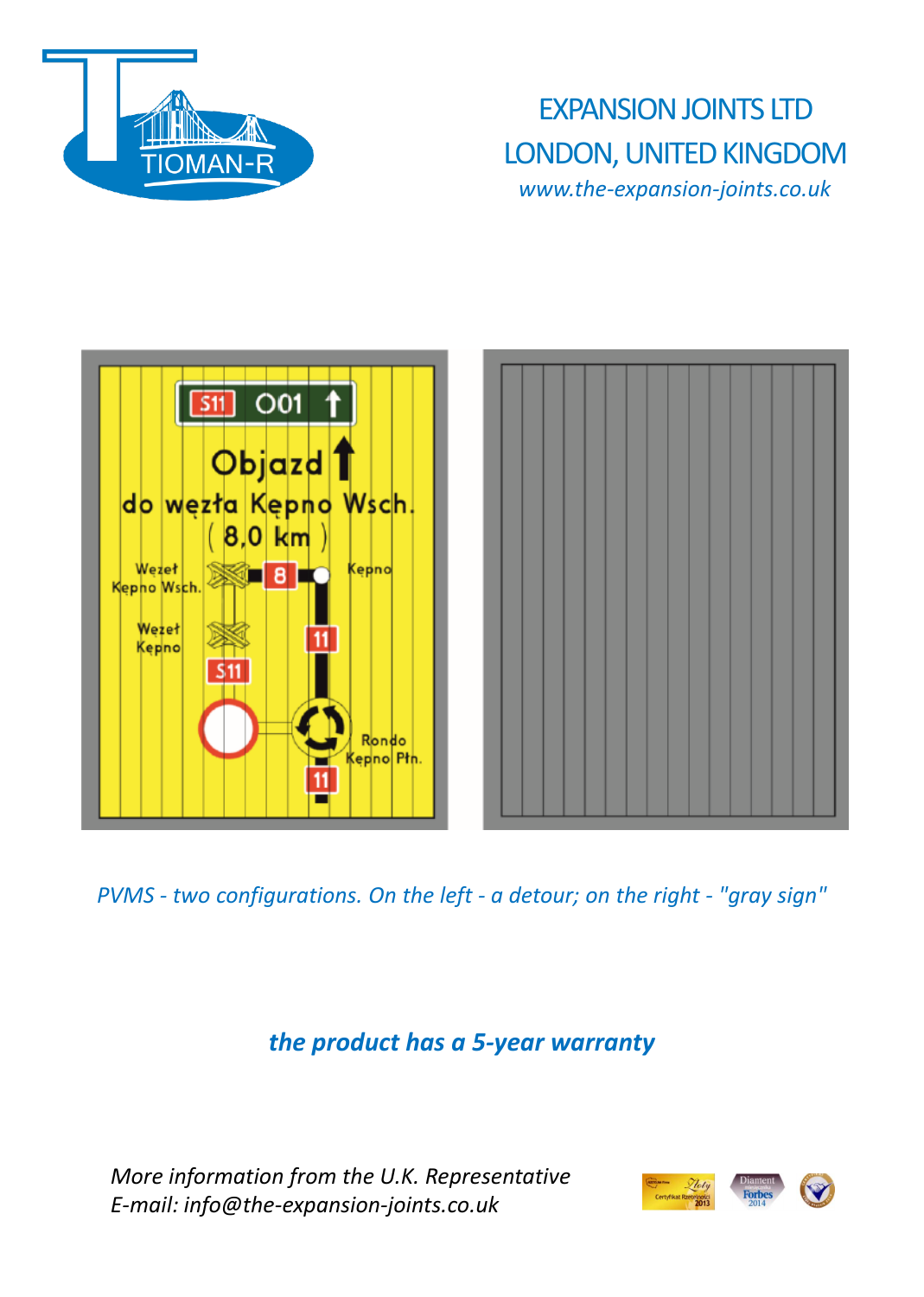EXPANSION JOINTS LTD
LONDON, UNITED KINGDOM
*www.the-expansion-joints.co.uk*

*PVMS - two configurations. On the left - a detour; on the right - "gray sign"*

***the product has a 5-year warranty***

*More information from the U.K. Representative*
*E-mail: info@the-expansion-joints.co.uk*